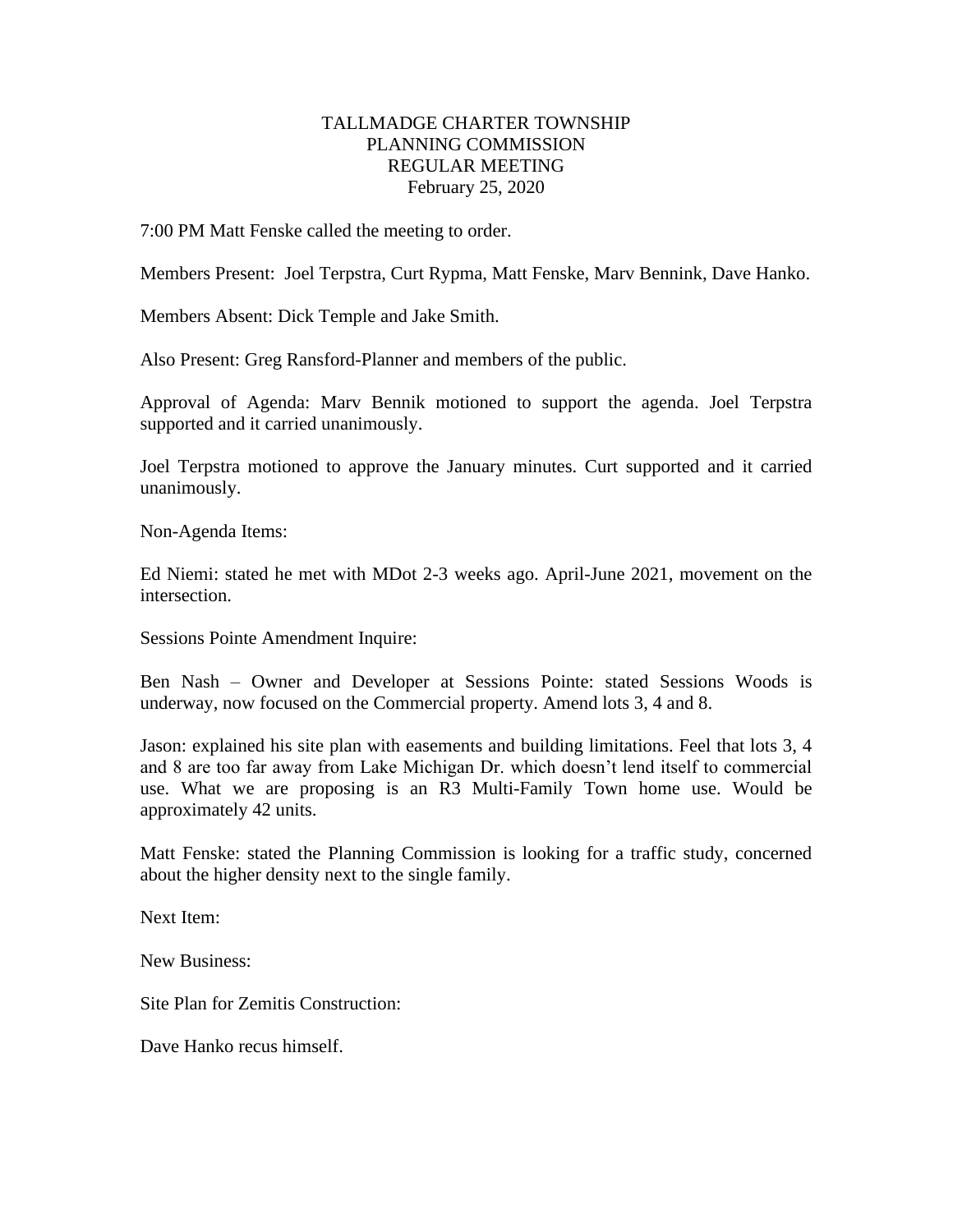# TALLMADGE CHARTER TOWNSHIP
## PLANNING COMMISSION
## REGULAR MEETING
## February 25, 2020

7:00 PM Matt Fenske called the meeting to order.

Members Present: Joel Terpstra, Curt Rypma, Matt Fenske, Marv Bennink, Dave Hanko.

Members Absent: Dick Temple and Jake Smith.

Also Present: Greg Ransford-Planner and members of the public.

Approval of Agenda: Marv Bennik motioned to support the agenda. Joel Terpstra supported and it carried unanimously.

Joel Terpstra motioned to approve the January minutes. Curt supported and it carried unanimously.

Non-Agenda Items:

Ed Niemi: stated he met with MDot 2-3 weeks ago. April-June 2021, movement on the intersection.

Sessions Pointe Amendment Inquire:

Ben Nash – Owner and Developer at Sessions Pointe: stated Sessions Woods is underway, now focused on the Commercial property. Amend lots 3, 4 and 8.

Jason: explained his site plan with easements and building limitations. Feel that lots 3, 4 and 8 are too far away from Lake Michigan Dr. which doesn't lend itself to commercial use. What we are proposing is an R3 Multi-Family Town home use. Would be approximately 42 units.

Matt Fenske: stated the Planning Commission is looking for a traffic study, concerned about the higher density next to the single family.

Next Item:

New Business:

Site Plan for Zemitis Construction:

Dave Hanko recus himself.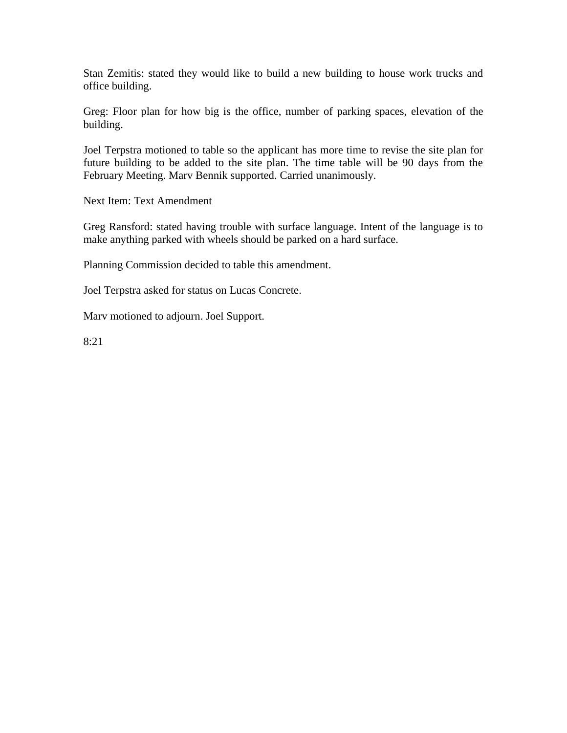Stan Zemitis: stated they would like to build a new building to house work trucks and office building.

Greg: Floor plan for how big is the office, number of parking spaces, elevation of the building.

Joel Terpstra motioned to table so the applicant has more time to revise the site plan for future building to be added to the site plan. The time table will be 90 days from the February Meeting. Marv Bennik supported. Carried unanimously.

Next Item: Text Amendment

Greg Ransford: stated having trouble with surface language. Intent of the language is to make anything parked with wheels should be parked on a hard surface.

Planning Commission decided to table this amendment.

Joel Terpstra asked for status on Lucas Concrete.

Marv motioned to adjourn. Joel Support.

8:21